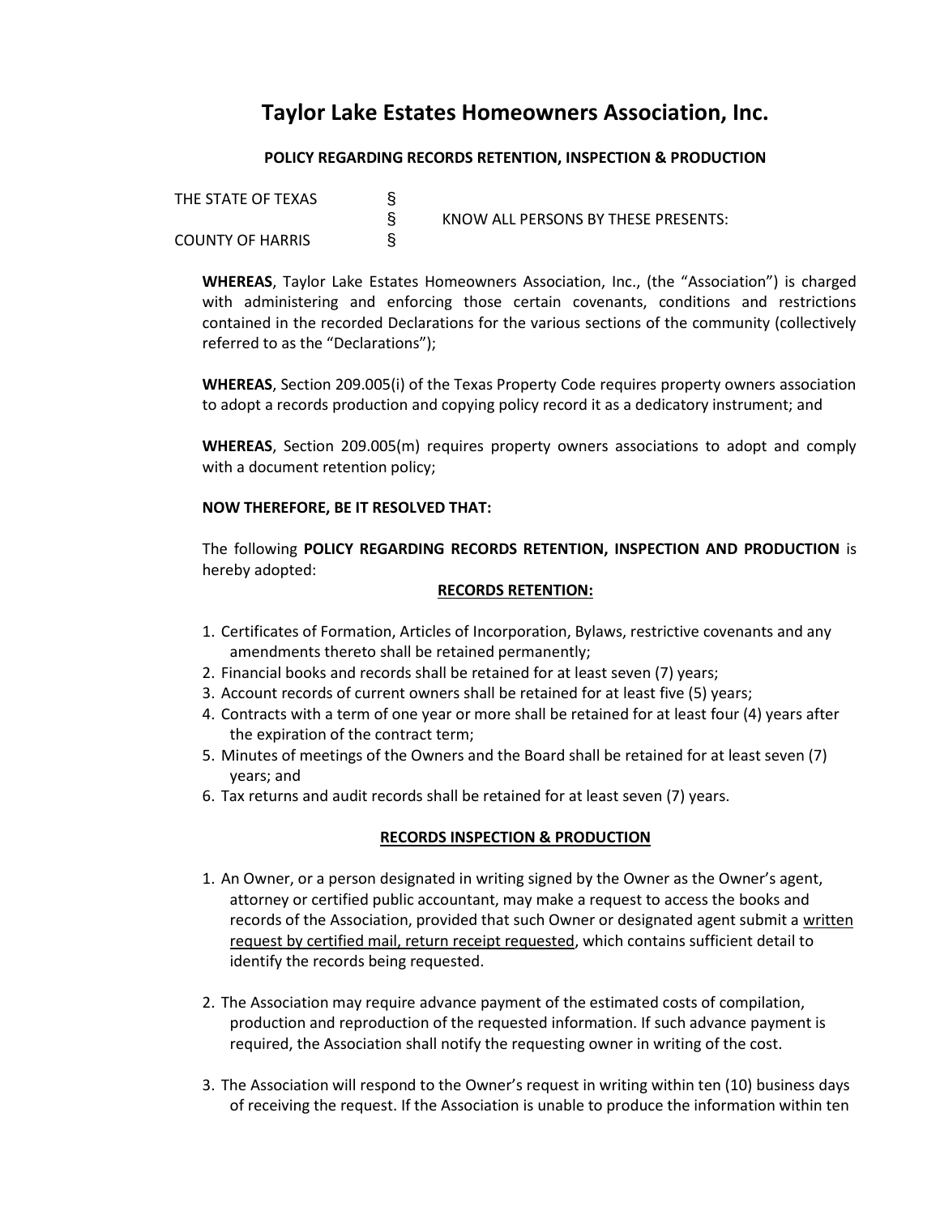# Taylor Lake Estates Homeowners Association, Inc.

**POLICY REGARDING RECORDS RETENTION, INSPECTION & PRODUCTION**

| | | |
|---|---|---|
| THE STATE OF TEXAS | § | |
| | § | KNOW ALL PERSONS BY THESE PRESENTS: |
| COUNTY OF HARRIS | § | |

**WHEREAS**, Taylor Lake Estates Homeowners Association, Inc., (the "Association") is charged with administering and enforcing those certain covenants, conditions and restrictions contained in the recorded Declarations for the various sections of the community (collectively referred to as the "Declarations");

**WHEREAS**, Section 209.005(i) of the Texas Property Code requires property owners association to adopt a records production and copying policy record it as a dedicatory instrument; and

**WHEREAS**, Section 209.005(m) requires property owners associations to adopt and comply with a document retention policy;

**NOW THEREFORE, BE IT RESOLVED THAT:**

The following **POLICY REGARDING RECORDS RETENTION, INSPECTION AND PRODUCTION** is hereby adopted:

**RECORDS RETENTION:**

1. Certificates of Formation, Articles of Incorporation, Bylaws, restrictive covenants and any amendments thereto shall be retained permanently;
2. Financial books and records shall be retained for at least seven (7) years;
3. Account records of current owners shall be retained for at least five (5) years;
4. Contracts with a term of one year or more shall be retained for at least four (4) years after the expiration of the contract term;
5. Minutes of meetings of the Owners and the Board shall be retained for at least seven (7) years; and
6. Tax returns and audit records shall be retained for at least seven (7) years.

**RECORDS INSPECTION & PRODUCTION**

1. An Owner, or a person designated in writing signed by the Owner as the Owner's agent, attorney or certified public accountant, may make a request to access the books and records of the Association, provided that such Owner or designated agent submit a written request by certified mail, return receipt requested, which contains sufficient detail to identify the records being requested.

2. The Association may require advance payment of the estimated costs of compilation, production and reproduction of the requested information. If such advance payment is required, the Association shall notify the requesting owner in writing of the cost.

3. The Association will respond to the Owner's request in writing within ten (10) business days of receiving the request. If the Association is unable to produce the information within ten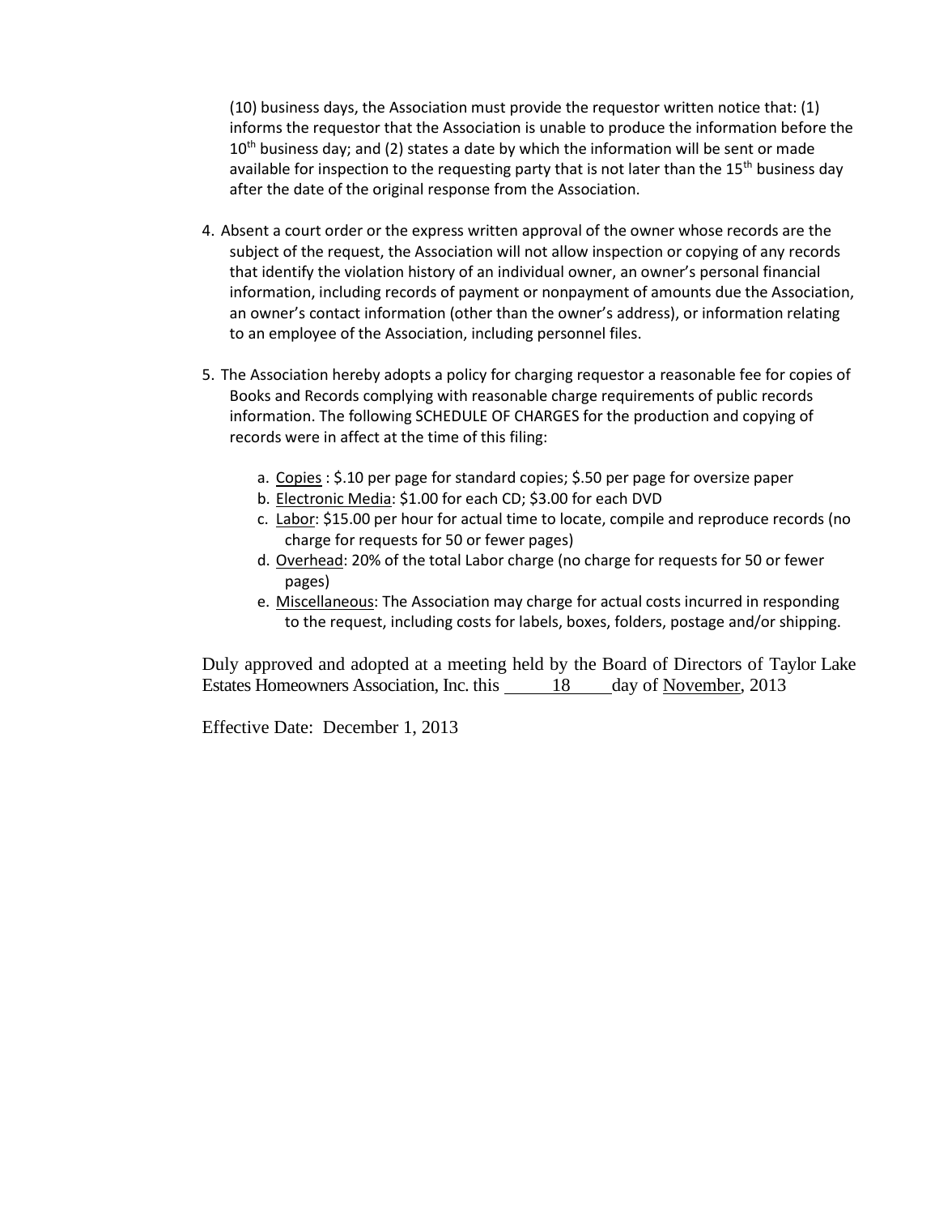(10) business days, the Association must provide the requestor written notice that: (1) informs the requestor that the Association is unable to produce the information before the 10th business day; and (2) states a date by which the information will be sent or made available for inspection to the requesting party that is not later than the 15th business day after the date of the original response from the Association.

4. Absent a court order or the express written approval of the owner whose records are the subject of the request, the Association will not allow inspection or copying of any records that identify the violation history of an individual owner, an owner's personal financial information, including records of payment or nonpayment of amounts due the Association, an owner's contact information (other than the owner's address), or information relating to an employee of the Association, including personnel files.

5. The Association hereby adopts a policy for charging requestor a reasonable fee for copies of Books and Records complying with reasonable charge requirements of public records information. The following SCHEDULE OF CHARGES for the production and copying of records were in affect at the time of this filing:

   a. Copies : $.10 per page for standard copies; $.50 per page for oversize paper
   b. Electronic Media: $1.00 for each CD; $3.00 for each DVD
   c. Labor: $15.00 per hour for actual time to locate, compile and reproduce records (no charge for requests for 50 or fewer pages)
   d. Overhead: 20% of the total Labor charge (no charge for requests for 50 or fewer pages)
   e. Miscellaneous: The Association may charge for actual costs incurred in responding to the request, including costs for labels, boxes, folders, postage and/or shipping.

Duly approved and adopted at a meeting held by the Board of Directors of Taylor Lake Estates Homeowners Association, Inc. this 18 day of November, 2013

Effective Date: December 1, 2013